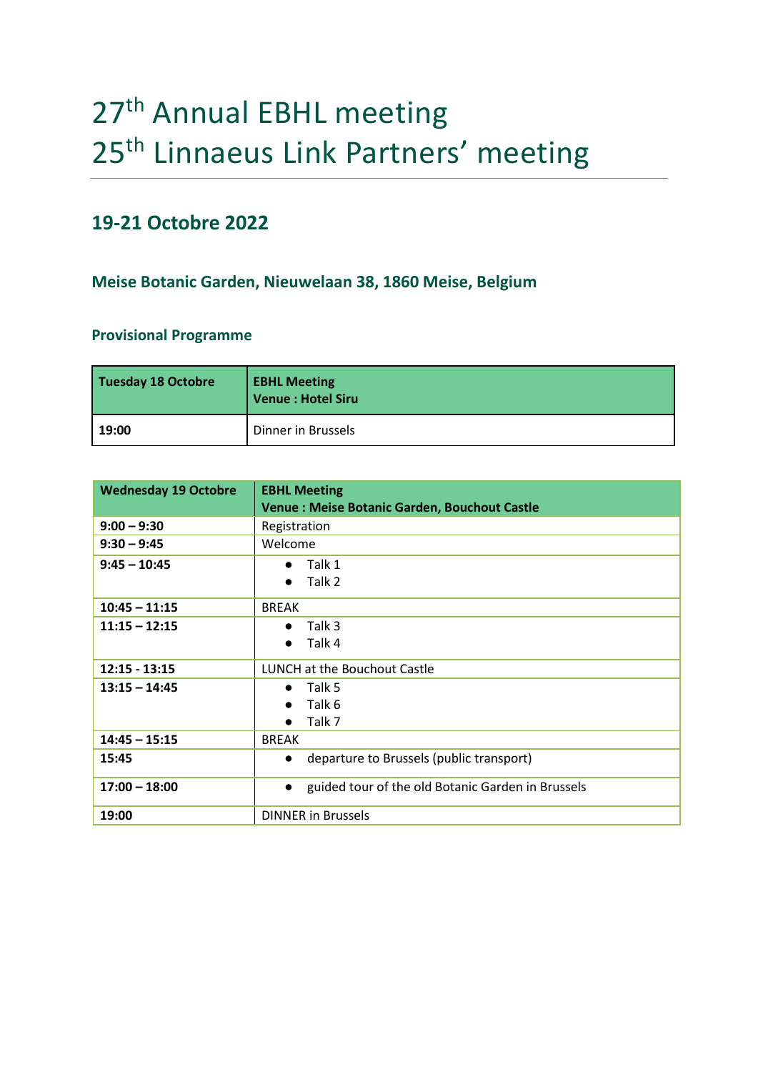# 27th Annual EBHL meeting
# 25th Linnaeus Link Partners' meeting

## 19-21 Octobre 2022

### Meise Botanic Garden, Nieuwelaan 38, 1860 Meise, Belgium

### Provisional Programme

| **Tuesday 18 Octobre** | **EBHL Meeting**<br>**Venue : Hotel Siru** |
|---|---|
| **19:00** | Dinner in Brussels |

| **Wednesday 19 Octobre** | **EBHL Meeting**<br>**Venue : Meise Botanic Garden, Bouchout Castle** |
|---|---|
| **9:00 – 9:30** | Registration |
| **9:30 – 9:45** | Welcome |
| **9:45 – 10:45** | ● Talk 1<br>● Talk 2 |
| **10:45 – 11:15** | BREAK |
| **11:15 – 12:15** | ● Talk 3<br>● Talk 4 |
| **12:15 - 13:15** | LUNCH at the Bouchout Castle |
| **13:15 – 14:45** | ● Talk 5<br>● Talk 6<br>● Talk 7 |
| **14:45 – 15:15** | BREAK |
| **15:45** | ● departure to Brussels (public transport) |
| **17:00 – 18:00** | ● guided tour of the old Botanic Garden in Brussels |
| **19:00** | DINNER in Brussels |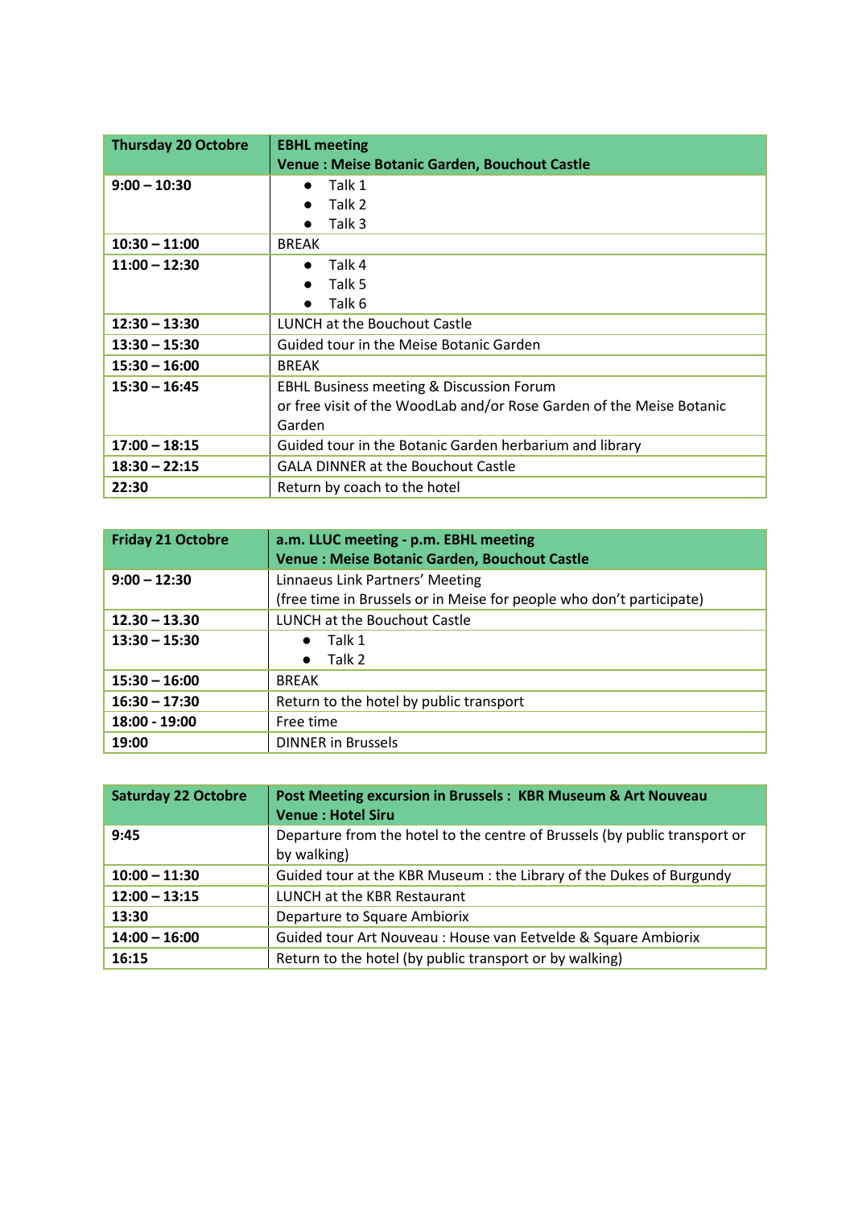| **Thursday 20 Octobre** | **EBHL meeting**<br>**Venue : Meise Botanic Garden, Bouchout Castle** |
|---|---|
| **9:00 – 10:30** | • Talk 1<br>• Talk 2<br>• Talk 3 |
| **10:30 – 11:00** | BREAK |
| **11:00 – 12:30** | • Talk 4<br>• Talk 5<br>• Talk 6 |
| **12:30 – 13:30** | LUNCH at the Bouchout Castle |
| **13:30 – 15:30** | Guided tour in the Meise Botanic Garden |
| **15:30 – 16:00** | BREAK |
| **15:30 – 16:45** | EBHL Business meeting & Discussion Forum<br>or free visit of the WoodLab and/or Rose Garden of the Meise Botanic Garden |
| **17:00 – 18:15** | Guided tour in the Botanic Garden herbarium and library |
| **18:30 – 22:15** | GALA DINNER at the Bouchout Castle |
| **22:30** | Return by coach to the hotel |

| **Friday 21 Octobre** | **a.m. LLUC meeting - p.m. EBHL meeting**<br>**Venue : Meise Botanic Garden, Bouchout Castle** |
|---|---|
| **9:00 – 12:30** | Linnaeus Link Partners' Meeting<br>(free time in Brussels or in Meise for people who don't participate) |
| **12.30 – 13.30** | LUNCH at the Bouchout Castle |
| **13:30 – 15:30** | • Talk 1<br>• Talk 2 |
| **15:30 – 16:00** | BREAK |
| **16:30 – 17:30** | Return to the hotel by public transport |
| **18:00 - 19:00** | Free time |
| **19:00** | DINNER in Brussels |

| **Saturday 22 Octobre** | **Post Meeting excursion in Brussels : KBR Museum & Art Nouveau**<br>**Venue : Hotel Siru** |
|---|---|
| **9:45** | Departure from the hotel to the centre of Brussels (by public transport or by walking) |
| **10:00 – 11:30** | Guided tour at the KBR Museum : the Library of the Dukes of Burgundy |
| **12:00 – 13:15** | LUNCH at the KBR Restaurant |
| **13:30** | Departure to Square Ambiorix |
| **14:00 – 16:00** | Guided tour Art Nouveau : House van Eetvelde & Square Ambiorix |
| **16:15** | Return to the hotel (by public transport or by walking) |